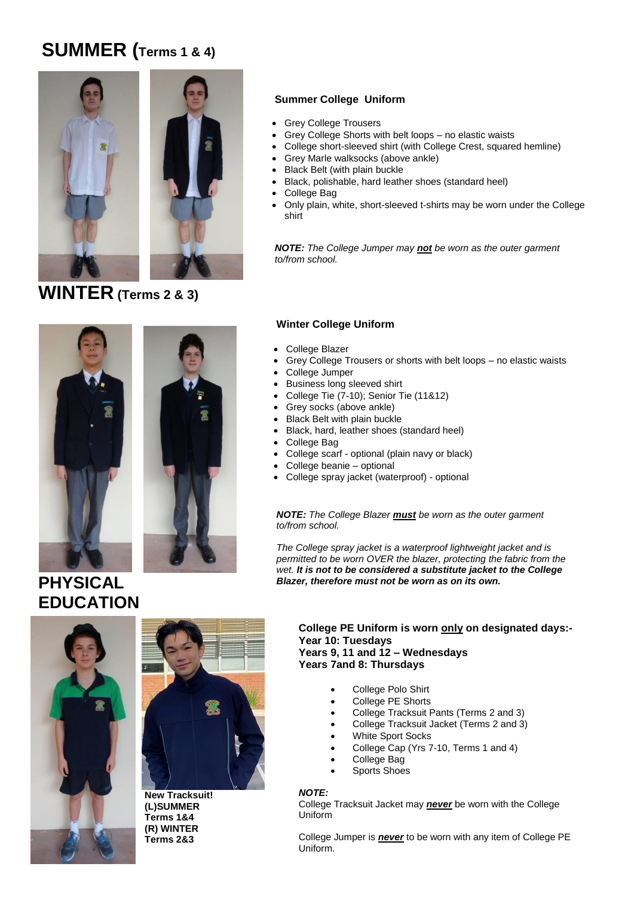# SUMMER (Terms 1 & 4)

### Summer College Uniform

- Grey College Trousers
- Grey College Shorts with belt loops – no elastic waists
- College short-sleeved shirt (with College Crest, squared hemline)
- Grey Marle walksocks (above ankle)
- Black Belt (with plain buckle
- Black, polishable, hard leather shoes (standard heel)
- College Bag
- Only plain, white, short-sleeved t-shirts may be worn under the College shirt

***NOTE:*** *The College Jumper may **not** be worn as the outer garment to/from school.*

# WINTER (Terms 2 & 3)

### Winter College Uniform

- College Blazer
- Grey College Trousers or shorts with belt loops – no elastic waists
- College Jumper
- Business long sleeved shirt
- College Tie (7-10); Senior Tie (11&12)
- Grey socks (above ankle)
- Black Belt with plain buckle
- Black, hard, leather shoes (standard heel)
- College Bag
- College scarf - optional (plain navy or black)
- College beanie – optional
- College spray jacket (waterproof) - optional

***NOTE:*** *The College Blazer **must** be worn as the outer garment to/from school.*

*The College spray jacket is a waterproof lightweight jacket and is permitted to be worn OVER the blazer, protecting the fabric from the wet. **It is not to be considered a substitute jacket to the College Blazer, therefore must not be worn as on its own.***

# PHYSICAL EDUCATION

**New Tracksuit!**
**(L)SUMMER**
**Terms 1&4**
**(R) WINTER**
**Terms 2&3**

**College PE Uniform is worn only on designated days:-**
**Year 10: Tuesdays**
**Years 9, 11 and 12 – Wednesdays**
**Years 7and 8: Thursdays**

- College Polo Shirt
- College PE Shorts
- College Tracksuit Pants (Terms 2 and 3)
- College Tracksuit Jacket (Terms 2 and 3)
- White Sport Socks
- College Cap (Yrs 7-10, Terms 1 and 4)
- College Bag
- Sports Shoes

***NOTE:***
College Tracksuit Jacket may ***never*** be worn with the College Uniform

College Jumper is ***never*** to be worn with any item of College PE Uniform.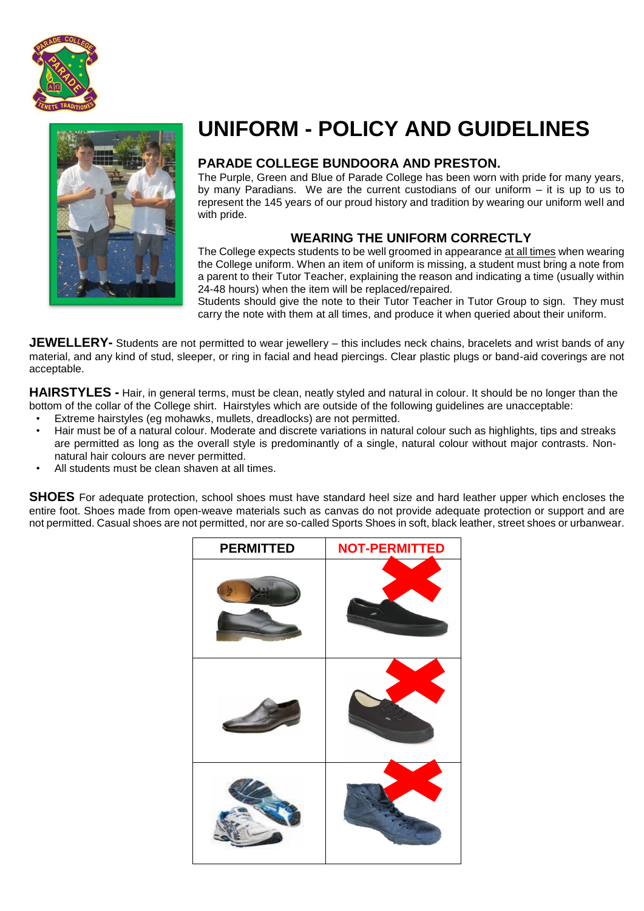# UNIFORM - POLICY AND GUIDELINES

## PARADE COLLEGE BUNDOORA AND PRESTON.

The Purple, Green and Blue of Parade College has been worn with pride for many years, by many Paradians. We are the current custodians of our uniform – it is up to us to represent the 145 years of our proud history and tradition by wearing our uniform well and with pride.

### WEARING THE UNIFORM CORRECTLY

The College expects students to be well groomed in appearance at all times when wearing the College uniform. When an item of uniform is missing, a student must bring a note from a parent to their Tutor Teacher, explaining the reason and indicating a time (usually within 24-48 hours) when the item will be replaced/repaired.

Students should give the note to their Tutor Teacher in Tutor Group to sign. They must carry the note with them at all times, and produce it when queried about their uniform.

**JEWELLERY-** Students are not permitted to wear jewellery – this includes neck chains, bracelets and wrist bands of any material, and any kind of stud, sleeper, or ring in facial and head piercings. Clear plastic plugs or band-aid coverings are not acceptable.

**HAIRSTYLES -** Hair, in general terms, must be clean, neatly styled and natural in colour. It should be no longer than the bottom of the collar of the College shirt. Hairstyles which are outside of the following guidelines are unacceptable:

- Extreme hairstyles (eg mohawks, mullets, dreadlocks) are not permitted.
- Hair must be of a natural colour. Moderate and discrete variations in natural colour such as highlights, tips and streaks are permitted as long as the overall style is predominantly of a single, natural colour without major contrasts. Non-natural hair colours are never permitted.
- All students must be clean shaven at all times.

**SHOES** For adequate protection, school shoes must have standard heel size and hard leather upper which encloses the entire foot. Shoes made from open-weave materials such as canvas do not provide adequate protection or support and are not permitted. Casual shoes are not permitted, nor are so-called Sports Shoes in soft, black leather, street shoes or urbanwear.

| PERMITTED | NOT-PERMITTED |
|---|---|
| | |
| | |
| | |